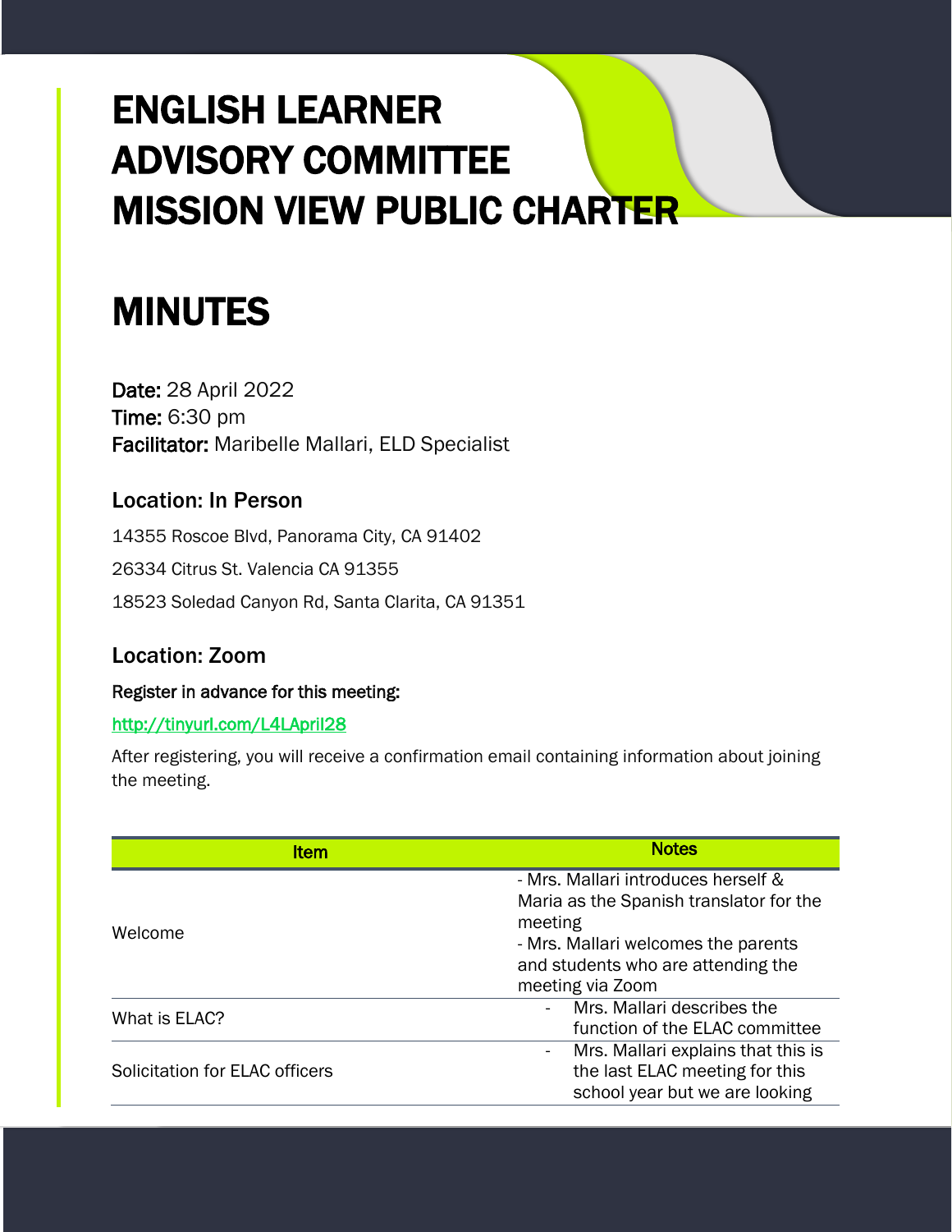# ENGLISH LEARNER ADVISORY COMMITTEE MISSION VIEW PUBLIC CHARTER

# MINUTES

**Date:** 28 April 2022
**Time:** 6:30 pm
**Facilitator:** Maribelle Mallari, ELD Specialist

### Location: In Person

14355 Roscoe Blvd, Panorama City, CA 91402

26334 Citrus St. Valencia CA 91355

18523 Soledad Canyon Rd, Santa Clarita, CA 91351

### Location: Zoom

**Register in advance for this meeting:**

http://tinyurl.com/L4LApril28

After registering, you will receive a confirmation email containing information about joining the meeting.

| Item | Notes |
| --- | --- |
| Welcome | - Mrs. Mallari introduces herself & Maria as the Spanish translator for the meeting<br>- Mrs. Mallari welcomes the parents and students who are attending the meeting via Zoom |
| What is ELAC? | - Mrs. Mallari describes the function of the ELAC committee |
| Solicitation for ELAC officers | - Mrs. Mallari explains that this is the last ELAC meeting for this school year but we are looking |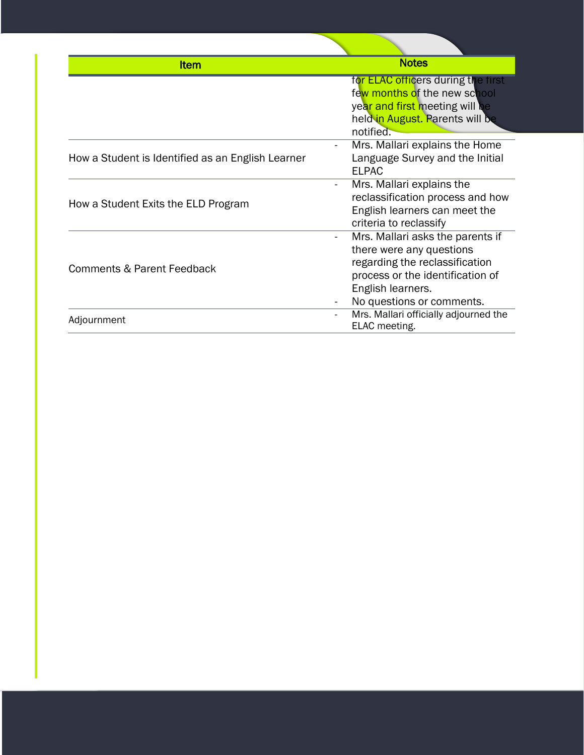| Item | Notes |
| --- | --- |
| | for ELAC officers during the first few months of the new school year and first meeting will be held in August. Parents will be notified. |
| How a Student is Identified as an English Learner | - Mrs. Mallari explains the Home Language Survey and the Initial ELPAC |
| How a Student Exits the ELD Program | - Mrs. Mallari explains the reclassification process and how English learners can meet the criteria to reclassify |
| Comments & Parent Feedback | - Mrs. Mallari asks the parents if there were any questions regarding the reclassification process or the identification of English learners.<br>- No questions or comments. |
| Adjournment | - Mrs. Mallari officially adjourned the ELAC meeting. |